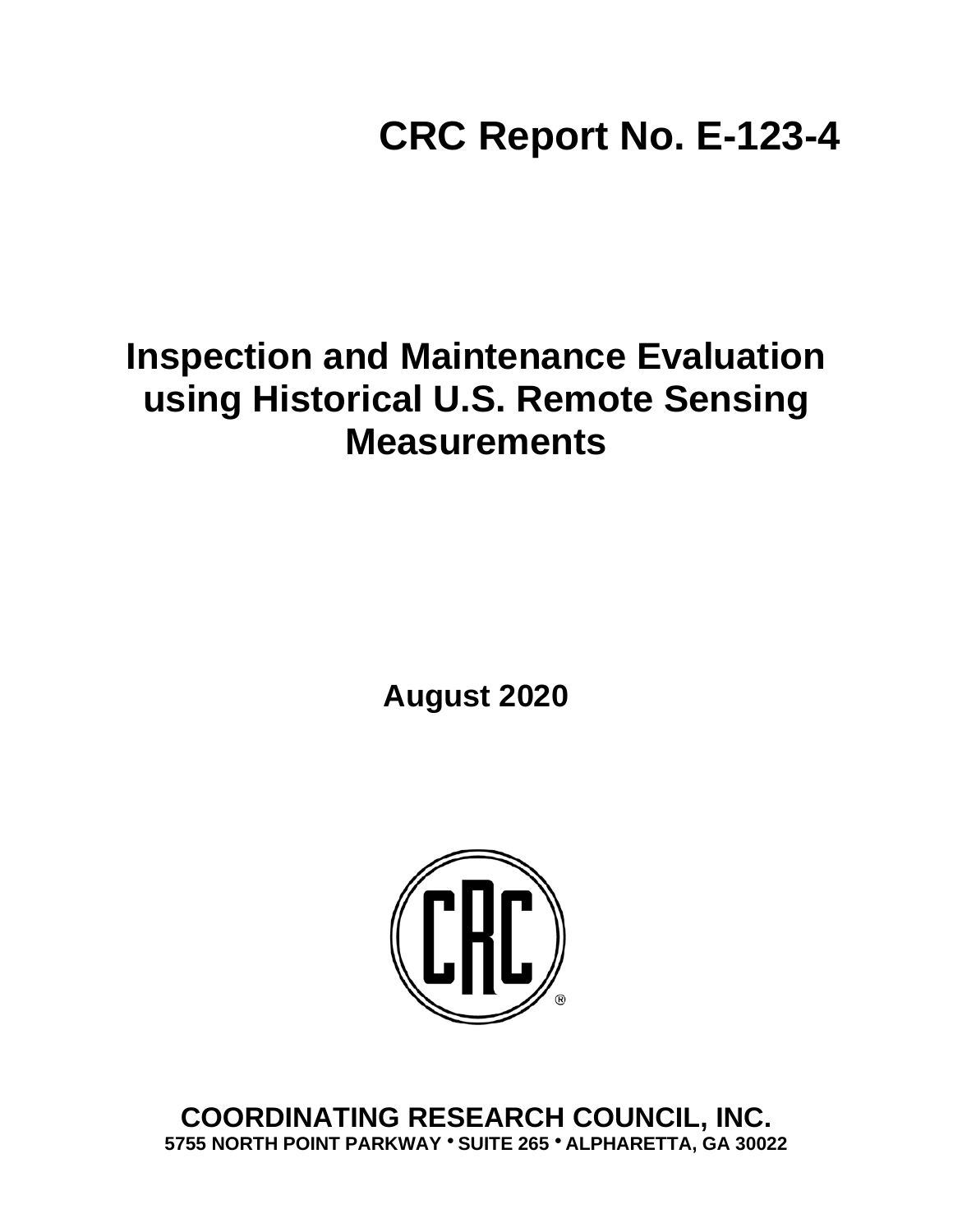# CRC Report No. E-123-4

# Inspection and Maintenance Evaluation using Historical U.S. Remote Sensing Measurements

**August 2020**

**COORDINATING RESEARCH COUNCIL, INC.**
**5755 NORTH POINT PARKWAY • SUITE 265 • ALPHARETTA, GA 30022**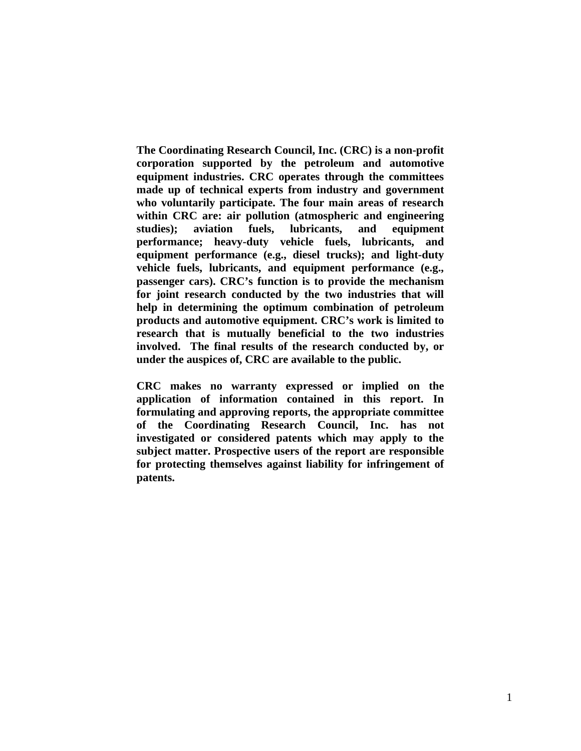**The Coordinating Research Council, Inc. (CRC) is a non-profit corporation supported by the petroleum and automotive equipment industries. CRC operates through the committees made up of technical experts from industry and government who voluntarily participate. The four main areas of research within CRC are: air pollution (atmospheric and engineering studies); aviation fuels, lubricants, and equipment performance; heavy-duty vehicle fuels, lubricants, and equipment performance (e.g., diesel trucks); and light-duty vehicle fuels, lubricants, and equipment performance (e.g., passenger cars). CRC's function is to provide the mechanism for joint research conducted by the two industries that will help in determining the optimum combination of petroleum products and automotive equipment. CRC's work is limited to research that is mutually beneficial to the two industries involved. The final results of the research conducted by, or under the auspices of, CRC are available to the public.**

**CRC makes no warranty expressed or implied on the application of information contained in this report. In formulating and approving reports, the appropriate committee of the Coordinating Research Council, Inc. has not investigated or considered patents which may apply to the subject matter. Prospective users of the report are responsible for protecting themselves against liability for infringement of patents.**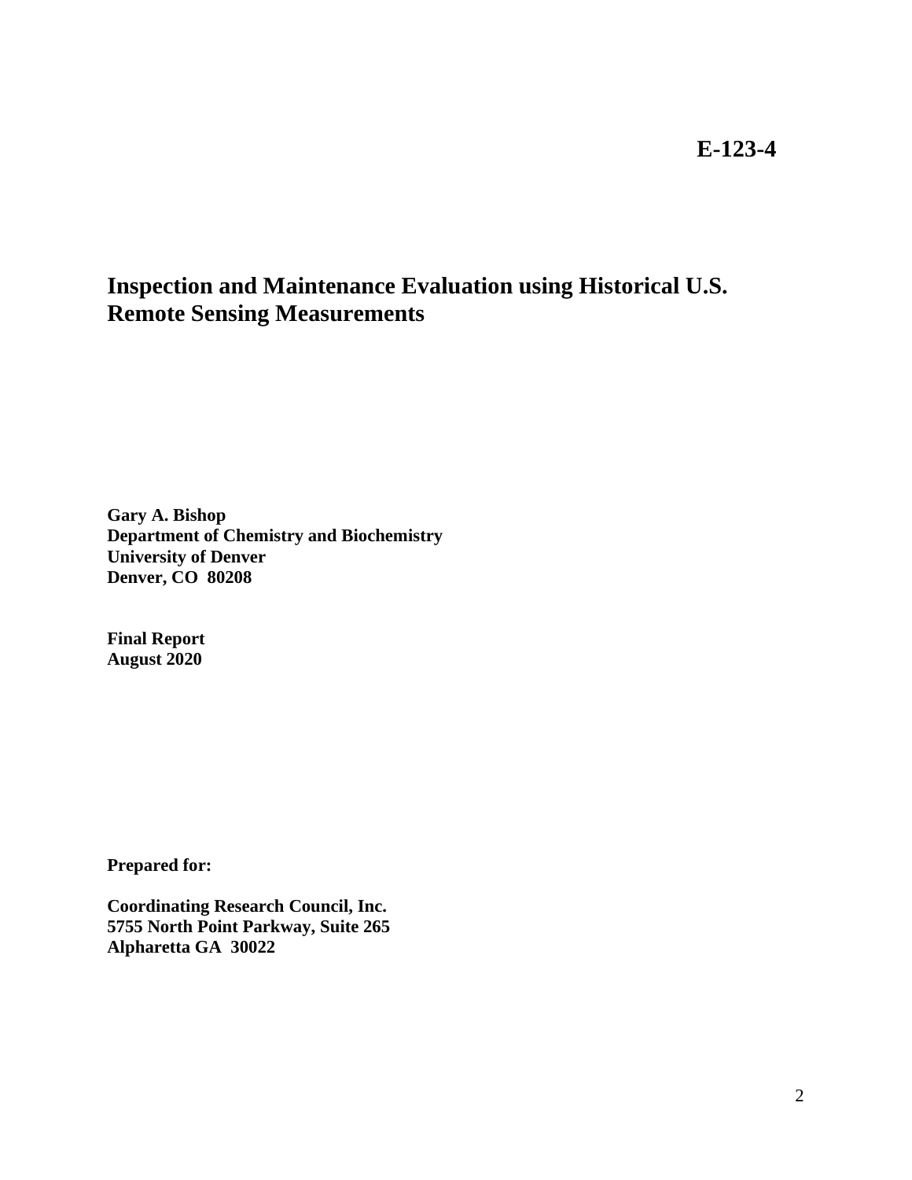**E-123-4**

# Inspection and Maintenance Evaluation using Historical U.S. Remote Sensing Measurements

**Gary A. Bishop**
**Department of Chemistry and Biochemistry**
**University of Denver**
**Denver, CO 80208**

**Final Report**
**August 2020**

**Prepared for:**

**Coordinating Research Council, Inc.**
**5755 North Point Parkway, Suite 265**
**Alpharetta GA 30022**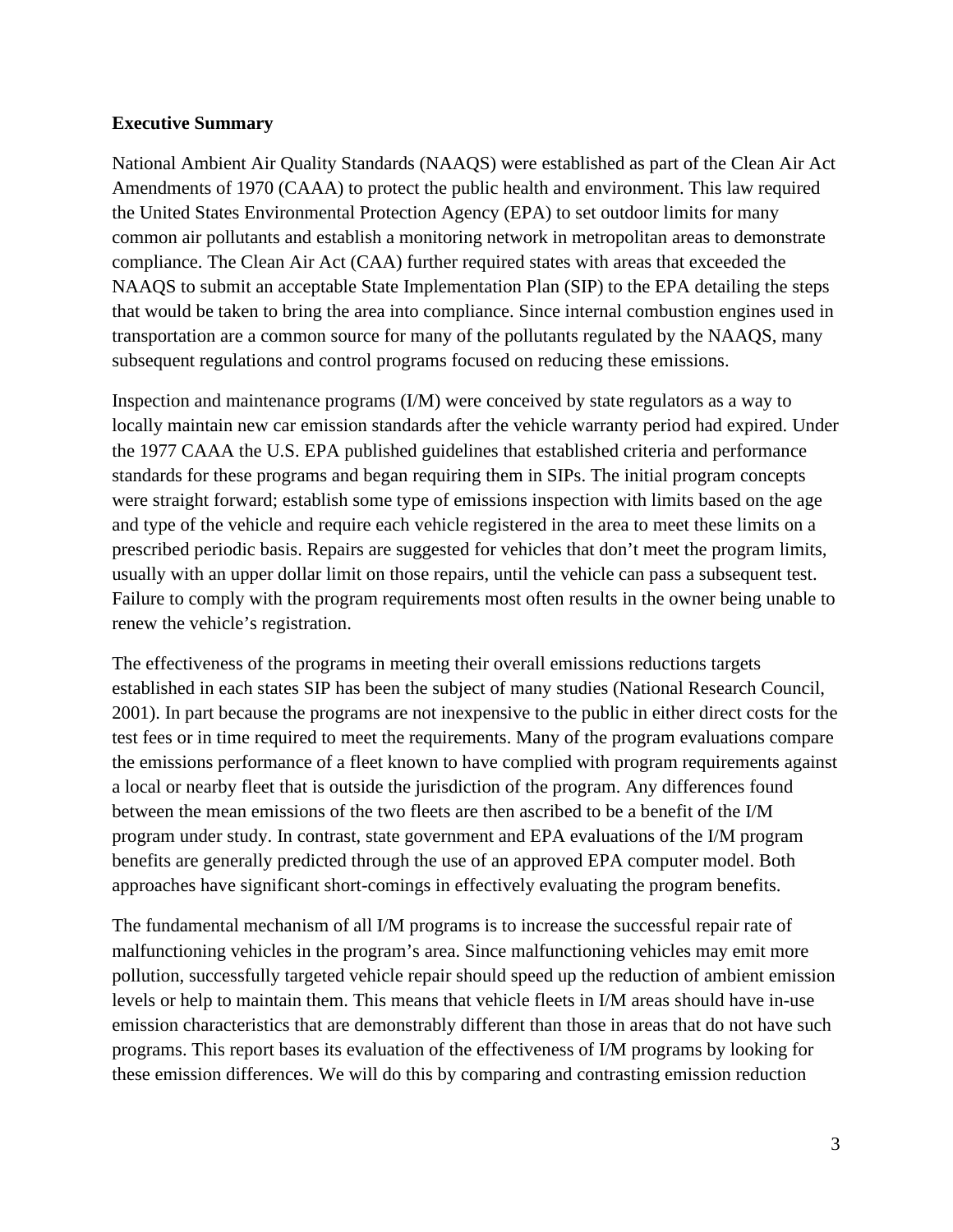**Executive Summary**

National Ambient Air Quality Standards (NAAQS) were established as part of the Clean Air Act Amendments of 1970 (CAAA) to protect the public health and environment. This law required the United States Environmental Protection Agency (EPA) to set outdoor limits for many common air pollutants and establish a monitoring network in metropolitan areas to demonstrate compliance. The Clean Air Act (CAA) further required states with areas that exceeded the NAAQS to submit an acceptable State Implementation Plan (SIP) to the EPA detailing the steps that would be taken to bring the area into compliance. Since internal combustion engines used in transportation are a common source for many of the pollutants regulated by the NAAQS, many subsequent regulations and control programs focused on reducing these emissions.

Inspection and maintenance programs (I/M) were conceived by state regulators as a way to locally maintain new car emission standards after the vehicle warranty period had expired. Under the 1977 CAAA the U.S. EPA published guidelines that established criteria and performance standards for these programs and began requiring them in SIPs. The initial program concepts were straight forward; establish some type of emissions inspection with limits based on the age and type of the vehicle and require each vehicle registered in the area to meet these limits on a prescribed periodic basis. Repairs are suggested for vehicles that don't meet the program limits, usually with an upper dollar limit on those repairs, until the vehicle can pass a subsequent test. Failure to comply with the program requirements most often results in the owner being unable to renew the vehicle's registration.

The effectiveness of the programs in meeting their overall emissions reductions targets established in each states SIP has been the subject of many studies (National Research Council, 2001). In part because the programs are not inexpensive to the public in either direct costs for the test fees or in time required to meet the requirements. Many of the program evaluations compare the emissions performance of a fleet known to have complied with program requirements against a local or nearby fleet that is outside the jurisdiction of the program. Any differences found between the mean emissions of the two fleets are then ascribed to be a benefit of the I/M program under study. In contrast, state government and EPA evaluations of the I/M program benefits are generally predicted through the use of an approved EPA computer model. Both approaches have significant short-comings in effectively evaluating the program benefits.

The fundamental mechanism of all I/M programs is to increase the successful repair rate of malfunctioning vehicles in the program's area. Since malfunctioning vehicles may emit more pollution, successfully targeted vehicle repair should speed up the reduction of ambient emission levels or help to maintain them. This means that vehicle fleets in I/M areas should have in-use emission characteristics that are demonstrably different than those in areas that do not have such programs. This report bases its evaluation of the effectiveness of I/M programs by looking for these emission differences. We will do this by comparing and contrasting emission reduction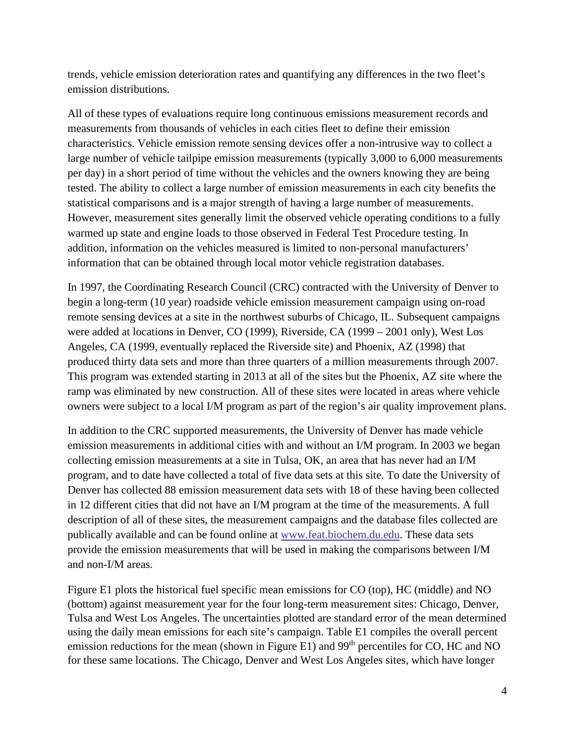trends, vehicle emission deterioration rates and quantifying any differences in the two fleet's emission distributions.

All of these types of evaluations require long continuous emissions measurement records and measurements from thousands of vehicles in each cities fleet to define their emission characteristics. Vehicle emission remote sensing devices offer a non-intrusive way to collect a large number of vehicle tailpipe emission measurements (typically 3,000 to 6,000 measurements per day) in a short period of time without the vehicles and the owners knowing they are being tested. The ability to collect a large number of emission measurements in each city benefits the statistical comparisons and is a major strength of having a large number of measurements. However, measurement sites generally limit the observed vehicle operating conditions to a fully warmed up state and engine loads to those observed in Federal Test Procedure testing. In addition, information on the vehicles measured is limited to non-personal manufacturers' information that can be obtained through local motor vehicle registration databases.

In 1997, the Coordinating Research Council (CRC) contracted with the University of Denver to begin a long-term (10 year) roadside vehicle emission measurement campaign using on-road remote sensing devices at a site in the northwest suburbs of Chicago, IL. Subsequent campaigns were added at locations in Denver, CO (1999), Riverside, CA (1999 – 2001 only), West Los Angeles, CA (1999, eventually replaced the Riverside site) and Phoenix, AZ (1998) that produced thirty data sets and more than three quarters of a million measurements through 2007. This program was extended starting in 2013 at all of the sites but the Phoenix, AZ site where the ramp was eliminated by new construction. All of these sites were located in areas where vehicle owners were subject to a local I/M program as part of the region's air quality improvement plans.

In addition to the CRC supported measurements, the University of Denver has made vehicle emission measurements in additional cities with and without an I/M program. In 2003 we began collecting emission measurements at a site in Tulsa, OK, an area that has never had an I/M program, and to date have collected a total of five data sets at this site. To date the University of Denver has collected 88 emission measurement data sets with 18 of these having been collected in 12 different cities that did not have an I/M program at the time of the measurements. A full description of all of these sites, the measurement campaigns and the database files collected are publically available and can be found online at www.feat.biochem.du.edu. These data sets provide the emission measurements that will be used in making the comparisons between I/M and non-I/M areas.

Figure E1 plots the historical fuel specific mean emissions for CO (top), HC (middle) and NO (bottom) against measurement year for the four long-term measurement sites: Chicago, Denver, Tulsa and West Los Angeles. The uncertainties plotted are standard error of the mean determined using the daily mean emissions for each site's campaign. Table E1 compiles the overall percent emission reductions for the mean (shown in Figure E1) and 99$^{th}$ percentiles for CO, HC and NO for these same locations. The Chicago, Denver and West Los Angeles sites, which have longer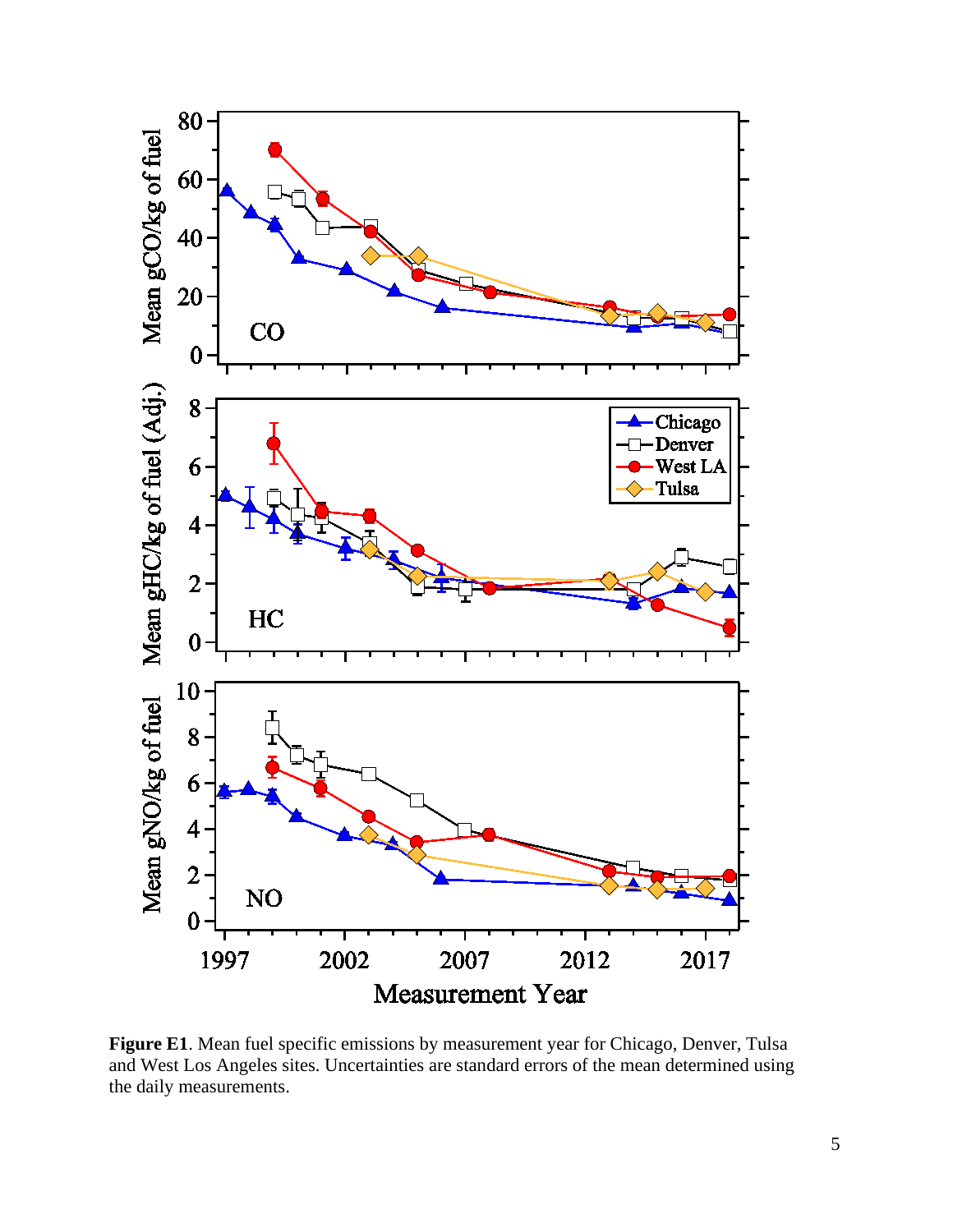**Figure E1**. Mean fuel specific emissions by measurement year for Chicago, Denver, Tulsa and West Los Angeles sites. Uncertainties are standard errors of the mean determined using the daily measurements.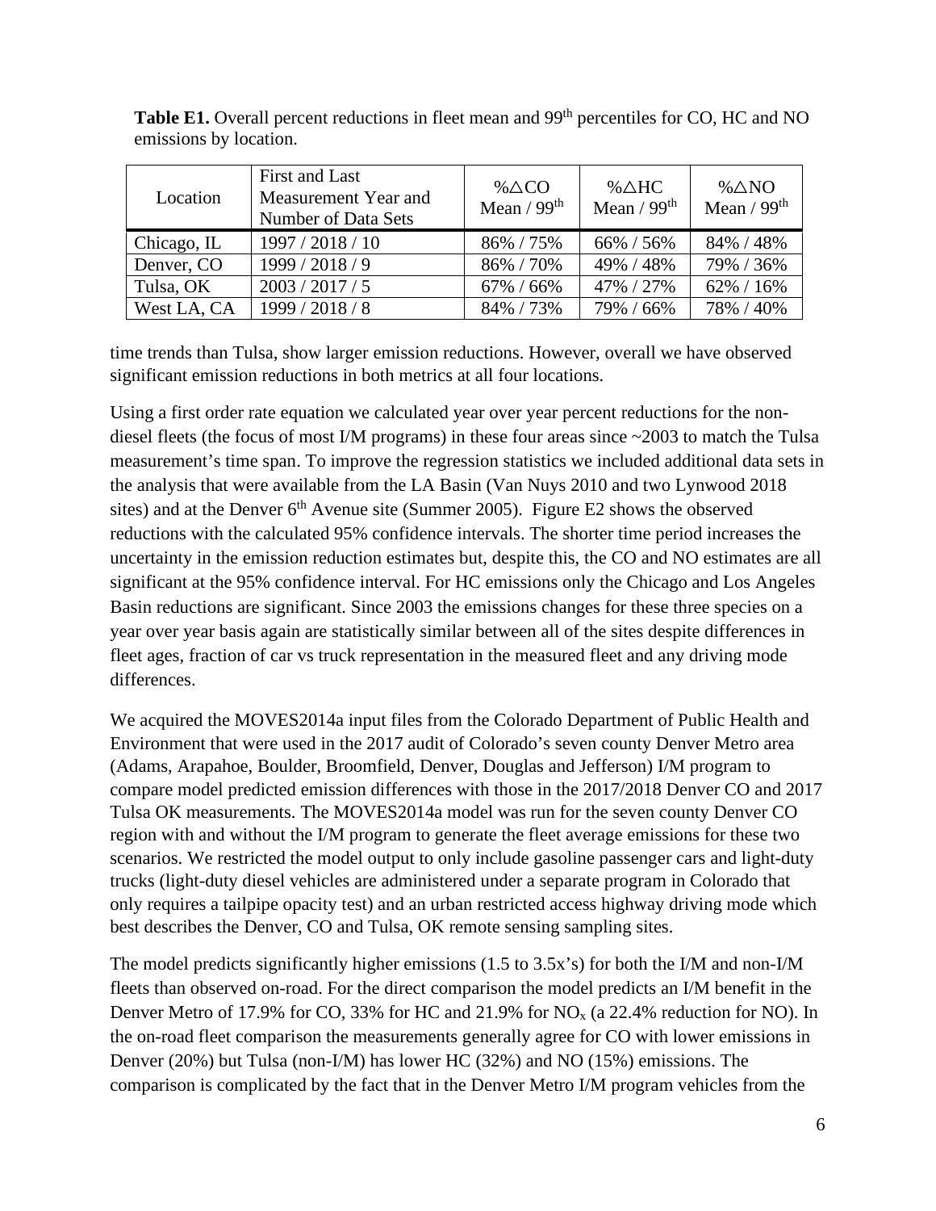**Table E1.** Overall percent reductions in fleet mean and 99th percentiles for CO, HC and NO emissions by location.

| Location | First and Last Measurement Year and Number of Data Sets | %△CO Mean / 99th | %△HC Mean / 99th | %△NO Mean / 99th |
|---|---|---|---|---|
| Chicago, IL | 1997 / 2018 / 10 | 86% / 75% | 66% / 56% | 84% / 48% |
| Denver, CO | 1999 / 2018 / 9 | 86% / 70% | 49% / 48% | 79% / 36% |
| Tulsa, OK | 2003 / 2017 / 5 | 67% / 66% | 47% / 27% | 62% / 16% |
| West LA, CA | 1999 / 2018 / 8 | 84% / 73% | 79% / 66% | 78% / 40% |

time trends than Tulsa, show larger emission reductions. However, overall we have observed significant emission reductions in both metrics at all four locations.

Using a first order rate equation we calculated year over year percent reductions for the non-diesel fleets (the focus of most I/M programs) in these four areas since ~2003 to match the Tulsa measurement's time span. To improve the regression statistics we included additional data sets in the analysis that were available from the LA Basin (Van Nuys 2010 and two Lynwood 2018 sites) and at the Denver 6th Avenue site (Summer 2005). Figure E2 shows the observed reductions with the calculated 95% confidence intervals. The shorter time period increases the uncertainty in the emission reduction estimates but, despite this, the CO and NO estimates are all significant at the 95% confidence interval. For HC emissions only the Chicago and Los Angeles Basin reductions are significant. Since 2003 the emissions changes for these three species on a year over year basis again are statistically similar between all of the sites despite differences in fleet ages, fraction of car vs truck representation in the measured fleet and any driving mode differences.

We acquired the MOVES2014a input files from the Colorado Department of Public Health and Environment that were used in the 2017 audit of Colorado's seven county Denver Metro area (Adams, Arapahoe, Boulder, Broomfield, Denver, Douglas and Jefferson) I/M program to compare model predicted emission differences with those in the 2017/2018 Denver CO and 2017 Tulsa OK measurements. The MOVES2014a model was run for the seven county Denver CO region with and without the I/M program to generate the fleet average emissions for these two scenarios. We restricted the model output to only include gasoline passenger cars and light-duty trucks (light-duty diesel vehicles are administered under a separate program in Colorado that only requires a tailpipe opacity test) and an urban restricted access highway driving mode which best describes the Denver, CO and Tulsa, OK remote sensing sampling sites.

The model predicts significantly higher emissions (1.5 to 3.5x's) for both the I/M and non-I/M fleets than observed on-road. For the direct comparison the model predicts an I/M benefit in the Denver Metro of 17.9% for CO, 33% for HC and 21.9% for $NO_x$ (a 22.4% reduction for NO). In the on-road fleet comparison the measurements generally agree for CO with lower emissions in Denver (20%) but Tulsa (non-I/M) has lower HC (32%) and NO (15%) emissions. The comparison is complicated by the fact that in the Denver Metro I/M program vehicles from the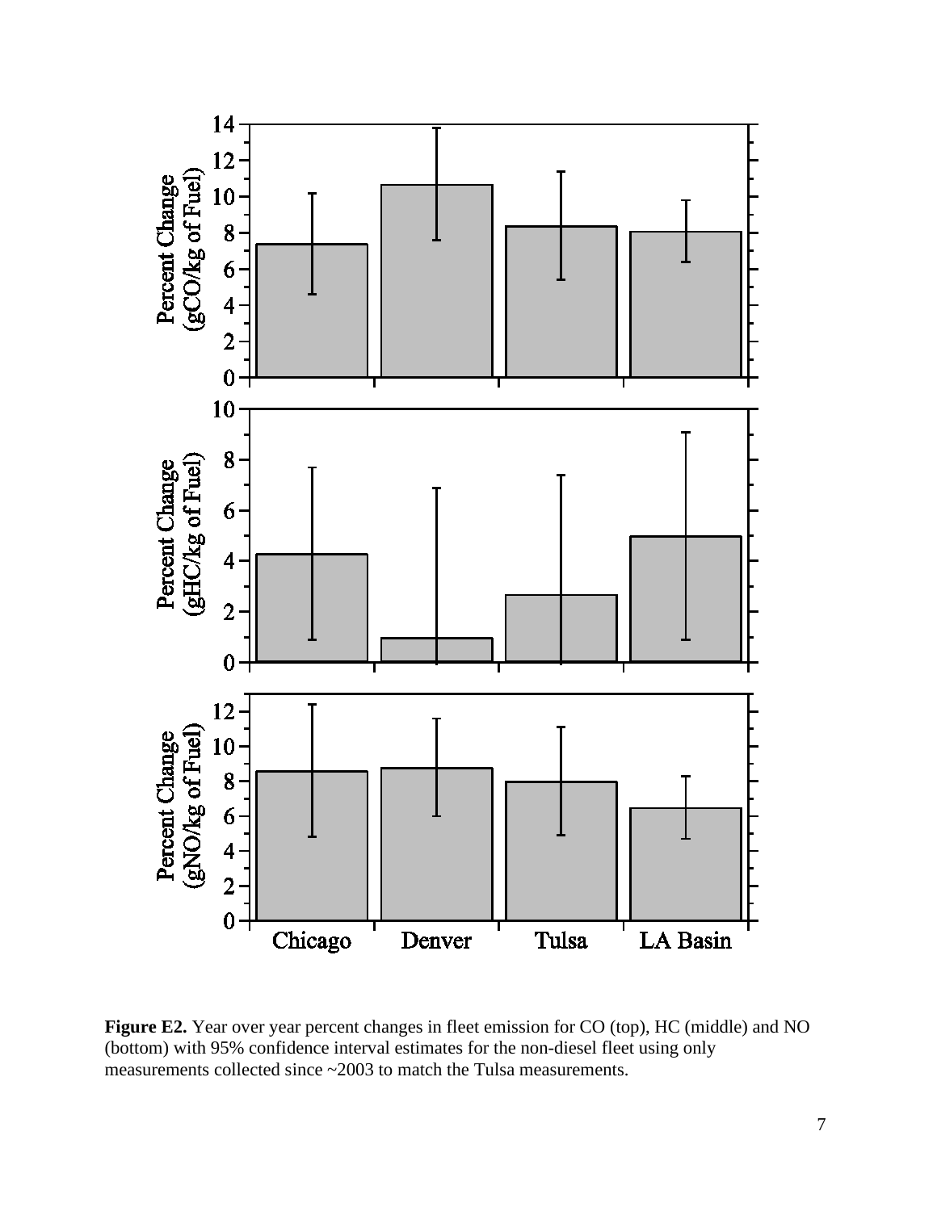**Figure E2.** Year over year percent changes in fleet emission for CO (top), HC (middle) and NO (bottom) with 95% confidence interval estimates for the non-diesel fleet using only measurements collected since ~2003 to match the Tulsa measurements.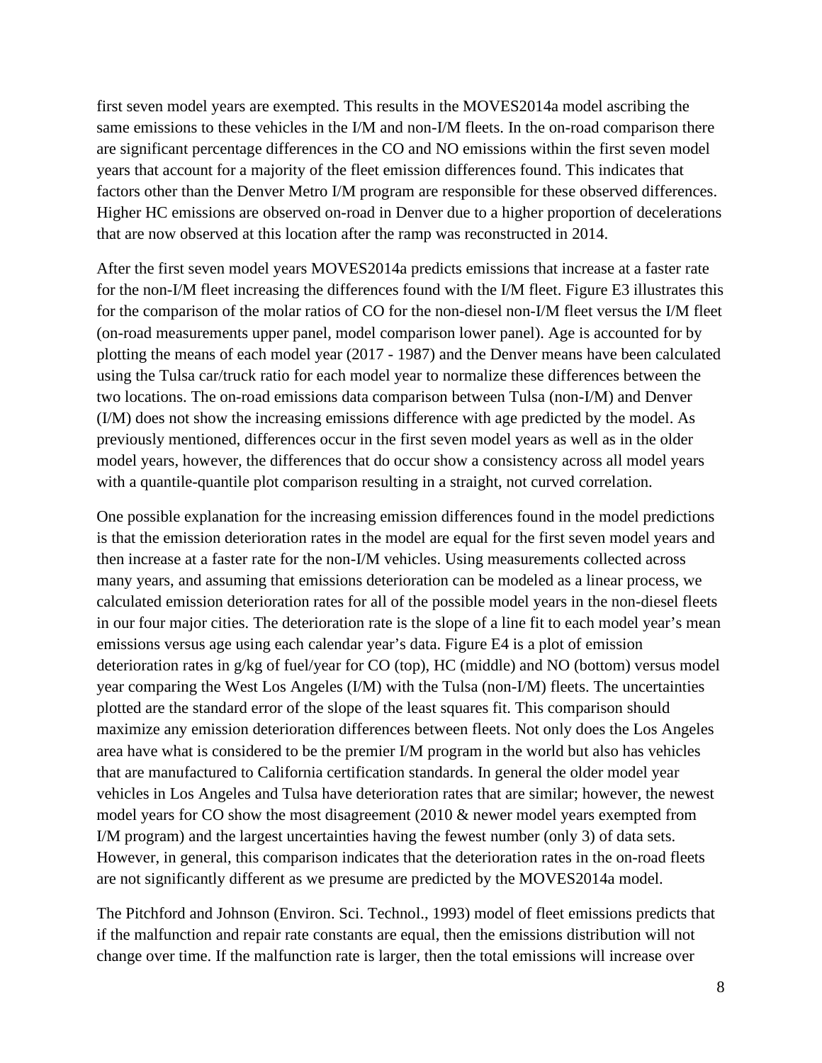first seven model years are exempted. This results in the MOVES2014a model ascribing the same emissions to these vehicles in the I/M and non-I/M fleets. In the on-road comparison there are significant percentage differences in the CO and NO emissions within the first seven model years that account for a majority of the fleet emission differences found. This indicates that factors other than the Denver Metro I/M program are responsible for these observed differences. Higher HC emissions are observed on-road in Denver due to a higher proportion of decelerations that are now observed at this location after the ramp was reconstructed in 2014.

After the first seven model years MOVES2014a predicts emissions that increase at a faster rate for the non-I/M fleet increasing the differences found with the I/M fleet. Figure E3 illustrates this for the comparison of the molar ratios of CO for the non-diesel non-I/M fleet versus the I/M fleet (on-road measurements upper panel, model comparison lower panel). Age is accounted for by plotting the means of each model year (2017 - 1987) and the Denver means have been calculated using the Tulsa car/truck ratio for each model year to normalize these differences between the two locations. The on-road emissions data comparison between Tulsa (non-I/M) and Denver (I/M) does not show the increasing emissions difference with age predicted by the model. As previously mentioned, differences occur in the first seven model years as well as in the older model years, however, the differences that do occur show a consistency across all model years with a quantile-quantile plot comparison resulting in a straight, not curved correlation.

One possible explanation for the increasing emission differences found in the model predictions is that the emission deterioration rates in the model are equal for the first seven model years and then increase at a faster rate for the non-I/M vehicles. Using measurements collected across many years, and assuming that emissions deterioration can be modeled as a linear process, we calculated emission deterioration rates for all of the possible model years in the non-diesel fleets in our four major cities. The deterioration rate is the slope of a line fit to each model year's mean emissions versus age using each calendar year's data. Figure E4 is a plot of emission deterioration rates in g/kg of fuel/year for CO (top), HC (middle) and NO (bottom) versus model year comparing the West Los Angeles (I/M) with the Tulsa (non-I/M) fleets. The uncertainties plotted are the standard error of the slope of the least squares fit. This comparison should maximize any emission deterioration differences between fleets. Not only does the Los Angeles area have what is considered to be the premier I/M program in the world but also has vehicles that are manufactured to California certification standards. In general the older model year vehicles in Los Angeles and Tulsa have deterioration rates that are similar; however, the newest model years for CO show the most disagreement (2010 & newer model years exempted from I/M program) and the largest uncertainties having the fewest number (only 3) of data sets. However, in general, this comparison indicates that the deterioration rates in the on-road fleets are not significantly different as we presume are predicted by the MOVES2014a model.

The Pitchford and Johnson (Environ. Sci. Technol., 1993) model of fleet emissions predicts that if the malfunction and repair rate constants are equal, then the emissions distribution will not change over time. If the malfunction rate is larger, then the total emissions will increase over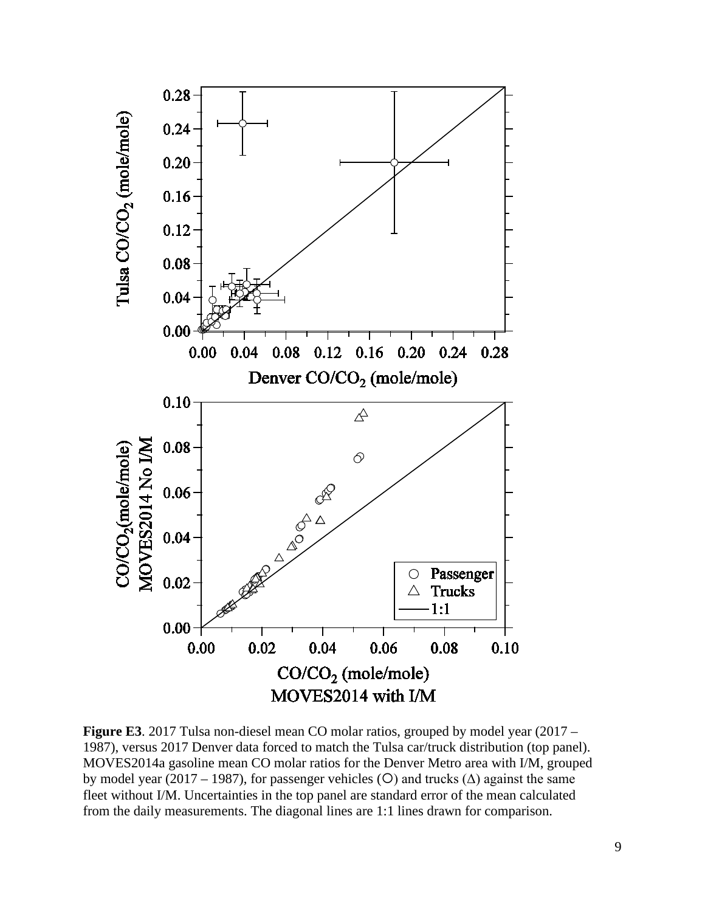**Figure E3**. 2017 Tulsa non-diesel mean CO molar ratios, grouped by model year (2017 – 1987), versus 2017 Denver data forced to match the Tulsa car/truck distribution (top panel). MOVES2014a gasoline mean CO molar ratios for the Denver Metro area with I/M, grouped by model year (2017 – 1987), for passenger vehicles (O) and trucks (Δ) against the same fleet without I/M. Uncertainties in the top panel are standard error of the mean calculated from the daily measurements. The diagonal lines are 1:1 lines drawn for comparison.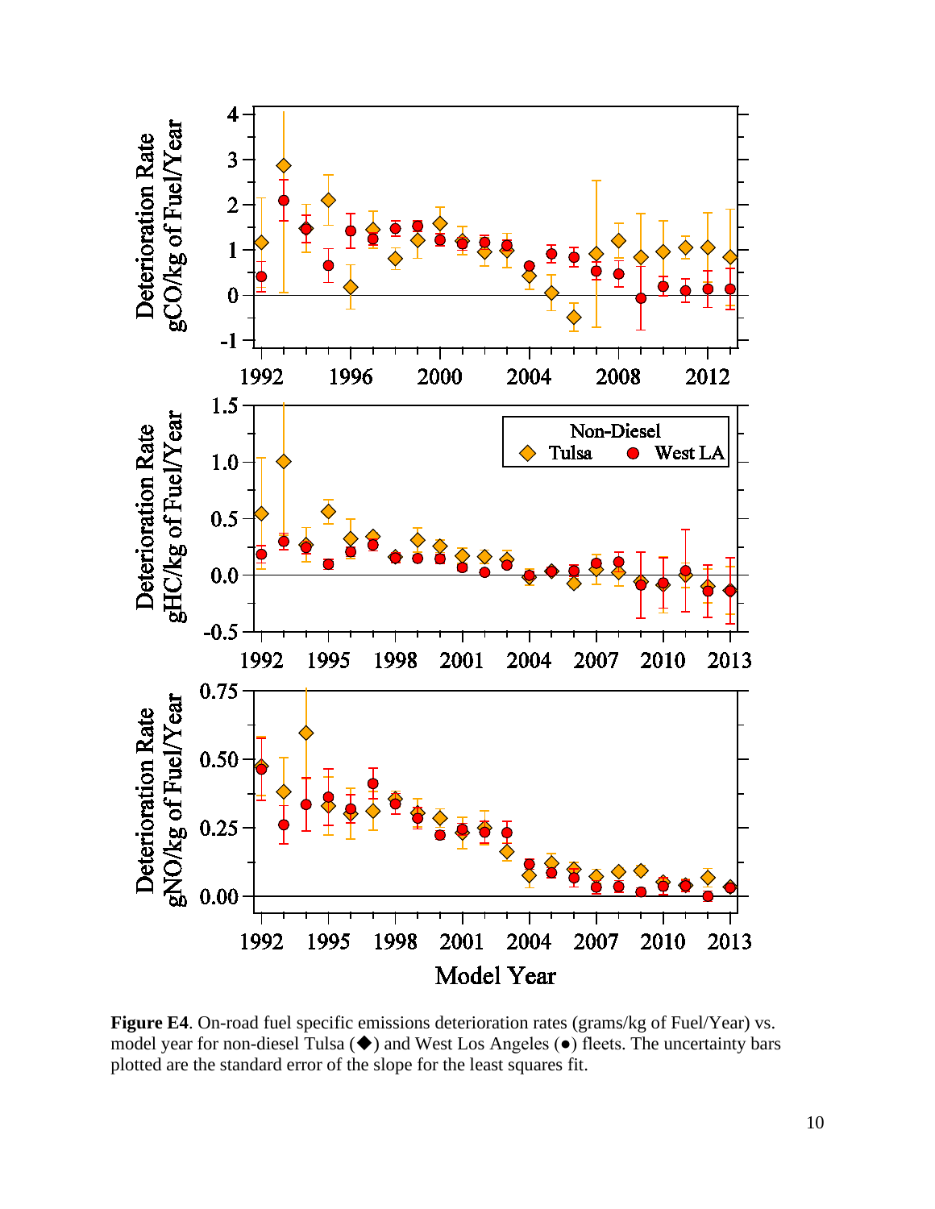**Figure E4**. On-road fuel specific emissions deterioration rates (grams/kg of Fuel/Year) vs. model year for non-diesel Tulsa (◆) and West Los Angeles (●) fleets. The uncertainty bars plotted are the standard error of the slope for the least squares fit.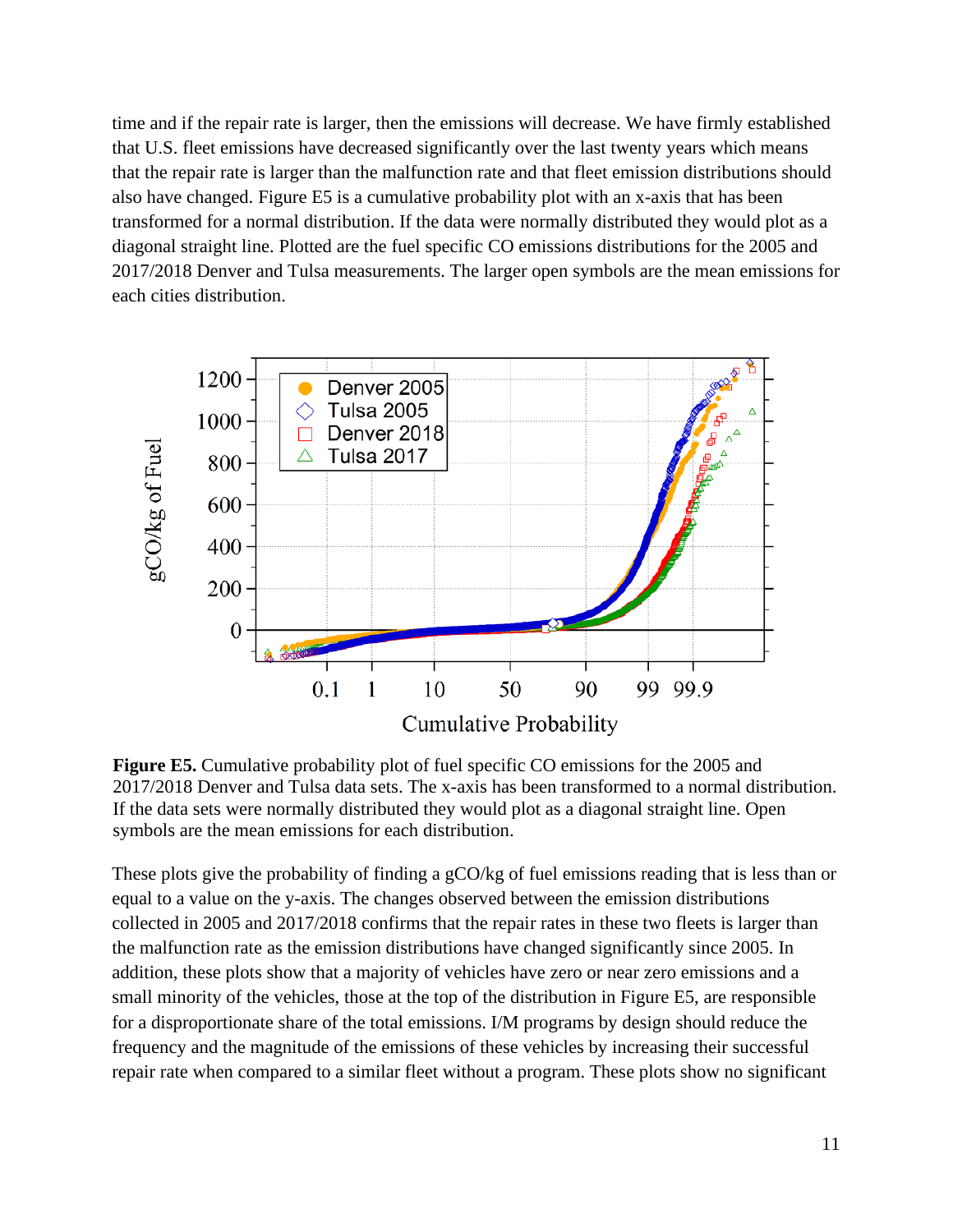time and if the repair rate is larger, then the emissions will decrease. We have firmly established that U.S. fleet emissions have decreased significantly over the last twenty years which means that the repair rate is larger than the malfunction rate and that fleet emission distributions should also have changed. Figure E5 is a cumulative probability plot with an x-axis that has been transformed for a normal distribution. If the data were normally distributed they would plot as a diagonal straight line. Plotted are the fuel specific CO emissions distributions for the 2005 and 2017/2018 Denver and Tulsa measurements. The larger open symbols are the mean emissions for each cities distribution.

**Figure E5.** Cumulative probability plot of fuel specific CO emissions for the 2005 and 2017/2018 Denver and Tulsa data sets. The x-axis has been transformed to a normal distribution. If the data sets were normally distributed they would plot as a diagonal straight line. Open symbols are the mean emissions for each distribution.

These plots give the probability of finding a gCO/kg of fuel emissions reading that is less than or equal to a value on the y-axis. The changes observed between the emission distributions collected in 2005 and 2017/2018 confirms that the repair rates in these two fleets is larger than the malfunction rate as the emission distributions have changed significantly since 2005. In addition, these plots show that a majority of vehicles have zero or near zero emissions and a small minority of the vehicles, those at the top of the distribution in Figure E5, are responsible for a disproportionate share of the total emissions. I/M programs by design should reduce the frequency and the magnitude of the emissions of these vehicles by increasing their successful repair rate when compared to a similar fleet without a program. These plots show no significant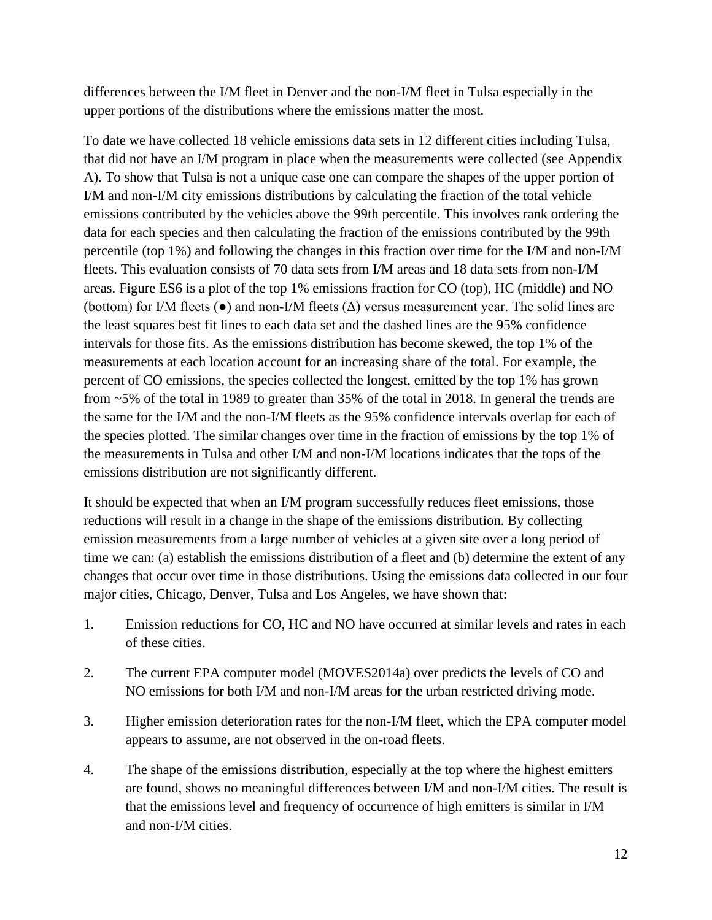differences between the I/M fleet in Denver and the non-I/M fleet in Tulsa especially in the upper portions of the distributions where the emissions matter the most.

To date we have collected 18 vehicle emissions data sets in 12 different cities including Tulsa, that did not have an I/M program in place when the measurements were collected (see Appendix A). To show that Tulsa is not a unique case one can compare the shapes of the upper portion of I/M and non-I/M city emissions distributions by calculating the fraction of the total vehicle emissions contributed by the vehicles above the 99th percentile. This involves rank ordering the data for each species and then calculating the fraction of the emissions contributed by the 99th percentile (top 1%) and following the changes in this fraction over time for the I/M and non-I/M fleets. This evaluation consists of 70 data sets from I/M areas and 18 data sets from non-I/M areas. Figure ES6 is a plot of the top 1% emissions fraction for CO (top), HC (middle) and NO (bottom) for I/M fleets (●) and non-I/M fleets (Δ) versus measurement year. The solid lines are the least squares best fit lines to each data set and the dashed lines are the 95% confidence intervals for those fits. As the emissions distribution has become skewed, the top 1% of the measurements at each location account for an increasing share of the total. For example, the percent of CO emissions, the species collected the longest, emitted by the top 1% has grown from ~5% of the total in 1989 to greater than 35% of the total in 2018. In general the trends are the same for the I/M and the non-I/M fleets as the 95% confidence intervals overlap for each of the species plotted. The similar changes over time in the fraction of emissions by the top 1% of the measurements in Tulsa and other I/M and non-I/M locations indicates that the tops of the emissions distribution are not significantly different.

It should be expected that when an I/M program successfully reduces fleet emissions, those reductions will result in a change in the shape of the emissions distribution. By collecting emission measurements from a large number of vehicles at a given site over a long period of time we can: (a) establish the emissions distribution of a fleet and (b) determine the extent of any changes that occur over time in those distributions. Using the emissions data collected in our four major cities, Chicago, Denver, Tulsa and Los Angeles, we have shown that:

1. Emission reductions for CO, HC and NO have occurred at similar levels and rates in each of these cities.
2. The current EPA computer model (MOVES2014a) over predicts the levels of CO and NO emissions for both I/M and non-I/M areas for the urban restricted driving mode.
3. Higher emission deterioration rates for the non-I/M fleet, which the EPA computer model appears to assume, are not observed in the on-road fleets.
4. The shape of the emissions distribution, especially at the top where the highest emitters are found, shows no meaningful differences between I/M and non-I/M cities. The result is that the emissions level and frequency of occurrence of high emitters is similar in I/M and non-I/M cities.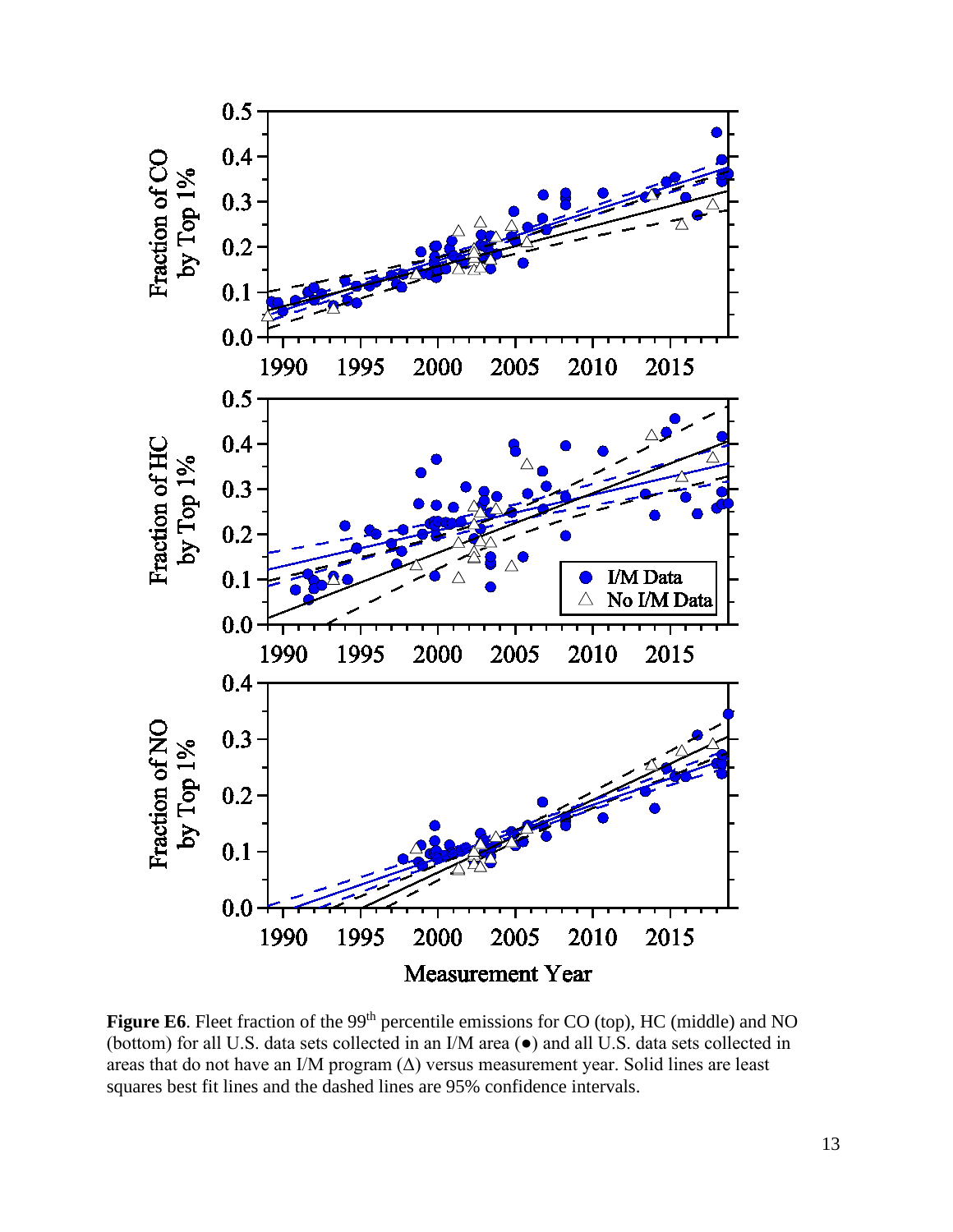**Figure E6**. Fleet fraction of the 99th percentile emissions for CO (top), HC (middle) and NO (bottom) for all U.S. data sets collected in an I/M area (●) and all U.S. data sets collected in areas that do not have an I/M program (Δ) versus measurement year. Solid lines are least squares best fit lines and the dashed lines are 95% confidence intervals.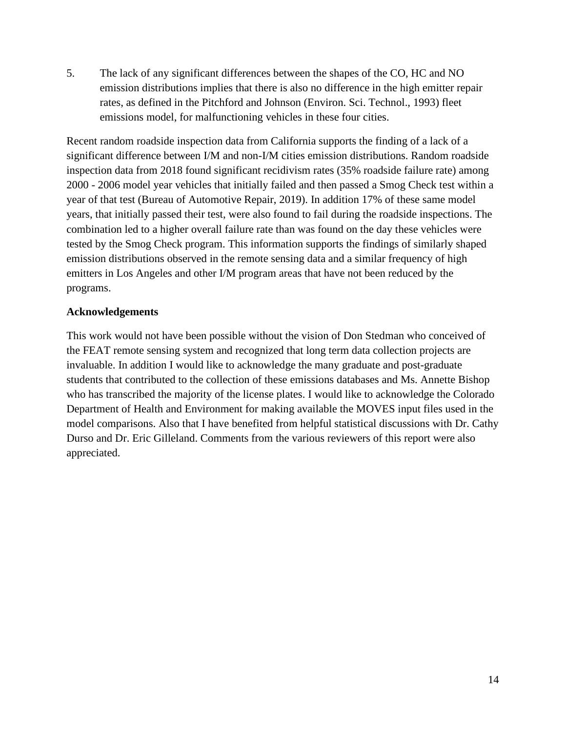5. The lack of any significant differences between the shapes of the CO, HC and NO emission distributions implies that there is also no difference in the high emitter repair rates, as defined in the Pitchford and Johnson (Environ. Sci. Technol., 1993) fleet emissions model, for malfunctioning vehicles in these four cities.

Recent random roadside inspection data from California supports the finding of a lack of a significant difference between I/M and non-I/M cities emission distributions. Random roadside inspection data from 2018 found significant recidivism rates (35% roadside failure rate) among 2000 - 2006 model year vehicles that initially failed and then passed a Smog Check test within a year of that test (Bureau of Automotive Repair, 2019). In addition 17% of these same model years, that initially passed their test, were also found to fail during the roadside inspections. The combination led to a higher overall failure rate than was found on the day these vehicles were tested by the Smog Check program. This information supports the findings of similarly shaped emission distributions observed in the remote sensing data and a similar frequency of high emitters in Los Angeles and other I/M program areas that have not been reduced by the programs.

**Acknowledgements**

This work would not have been possible without the vision of Don Stedman who conceived of the FEAT remote sensing system and recognized that long term data collection projects are invaluable. In addition I would like to acknowledge the many graduate and post-graduate students that contributed to the collection of these emissions databases and Ms. Annette Bishop who has transcribed the majority of the license plates. I would like to acknowledge the Colorado Department of Health and Environment for making available the MOVES input files used in the model comparisons. Also that I have benefited from helpful statistical discussions with Dr. Cathy Durso and Dr. Eric Gilleland. Comments from the various reviewers of this report were also appreciated.